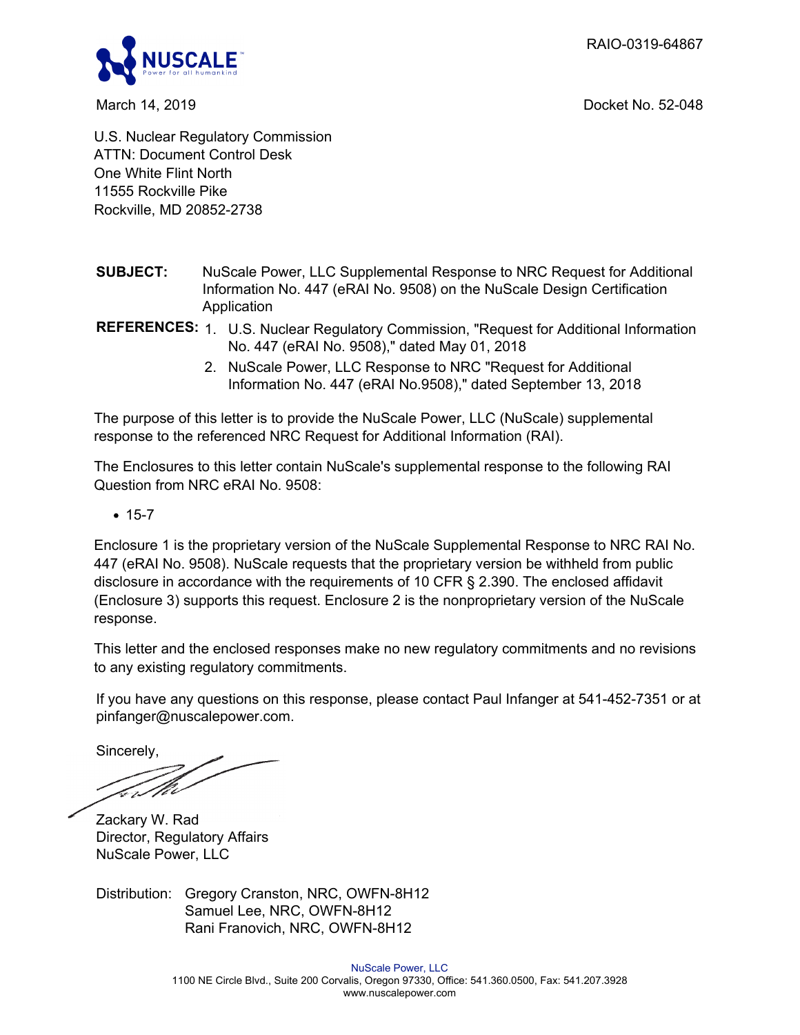RAIO-0319-64867

March 14, 2019

Docket No. 52-048

U.S. Nuclear Regulatory Commission
ATTN: Document Control Desk
One White Flint North
11555 Rockville Pike
Rockville, MD 20852-2738

**SUBJECT:** NuScale Power, LLC Supplemental Response to NRC Request for Additional Information No. 447 (eRAI No. 9508) on the NuScale Design Certification Application

**REFERENCES:**
1. U.S. Nuclear Regulatory Commission, "Request for Additional Information No. 447 (eRAI No. 9508)," dated May 01, 2018
2. NuScale Power, LLC Response to NRC "Request for Additional Information No. 447 (eRAI No.9508)," dated September 13, 2018

The purpose of this letter is to provide the NuScale Power, LLC (NuScale) supplemental response to the referenced NRC Request for Additional Information (RAI).

The Enclosures to this letter contain NuScale's supplemental response to the following RAI Question from NRC eRAI No. 9508:

- 15-7

Enclosure 1 is the proprietary version of the NuScale Supplemental Response to NRC RAI No. 447 (eRAI No. 9508). NuScale requests that the proprietary version be withheld from public disclosure in accordance with the requirements of 10 CFR § 2.390. The enclosed affidavit (Enclosure 3) supports this request. Enclosure 2 is the nonproprietary version of the NuScale response.

This letter and the enclosed responses make no new regulatory commitments and no revisions to any existing regulatory commitments.

If you have any questions on this response, please contact Paul Infanger at 541-452-7351 or at pinfanger@nuscalepower.com.

Sincerely,

Zackary W. Rad
Director, Regulatory Affairs
NuScale Power, LLC

Distribution: Gregory Cranston, NRC, OWFN-8H12
Samuel Lee, NRC, OWFN-8H12
Rani Franovich, NRC, OWFN-8H12

NuScale Power, LLC
1100 NE Circle Blvd., Suite 200 Corvalis, Oregon 97330, Office: 541.360.0500, Fax: 541.207.3928
www.nuscalepower.com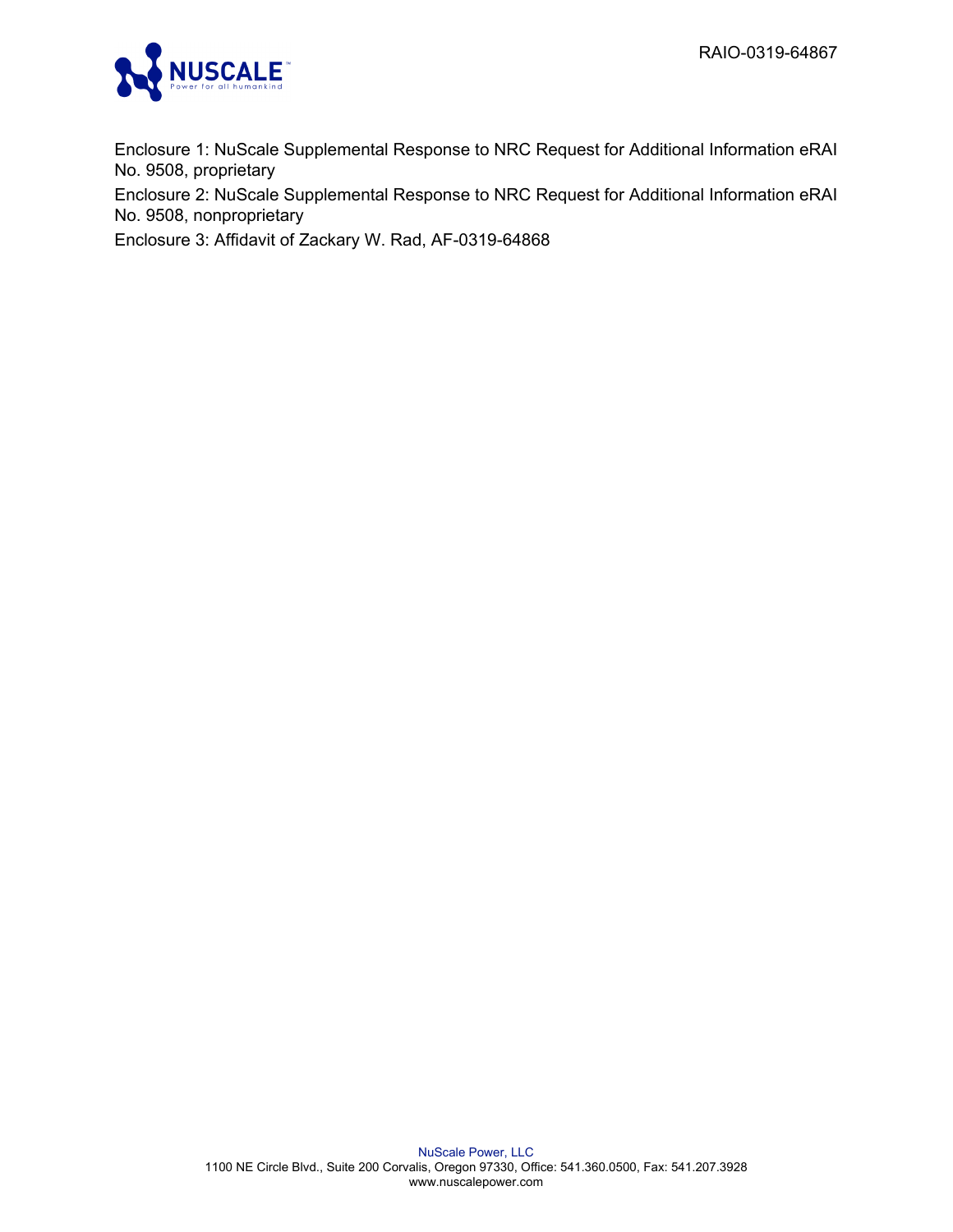Enclosure 1: NuScale Supplemental Response to NRC Request for Additional Information eRAI No. 9508, proprietary

Enclosure 2: NuScale Supplemental Response to NRC Request for Additional Information eRAI No. 9508, nonproprietary

Enclosure 3: Affidavit of Zackary W. Rad, AF-0319-64868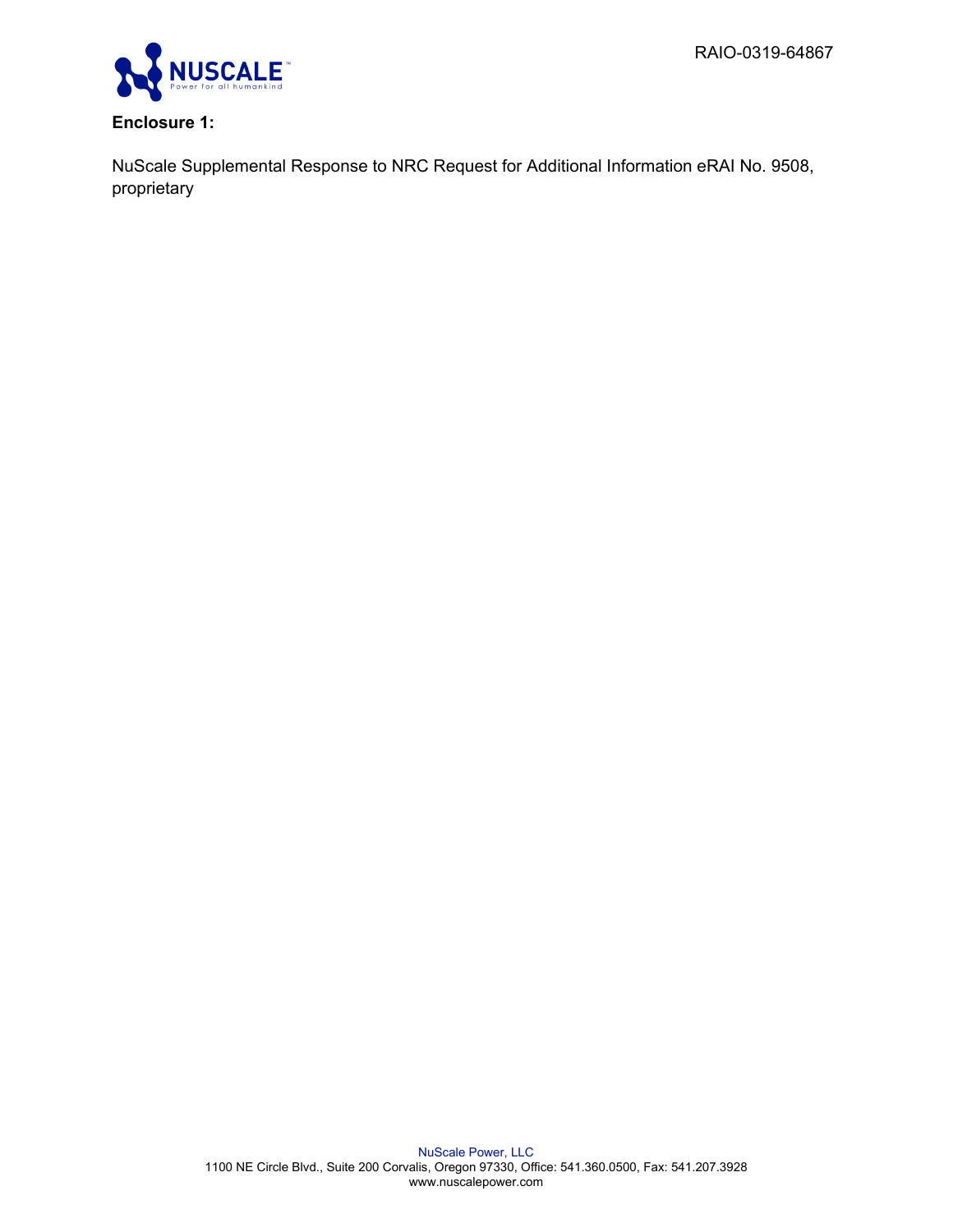RAIO-0319-64867

**Enclosure 1:**

NuScale Supplemental Response to NRC Request for Additional Information eRAI No. 9508, proprietary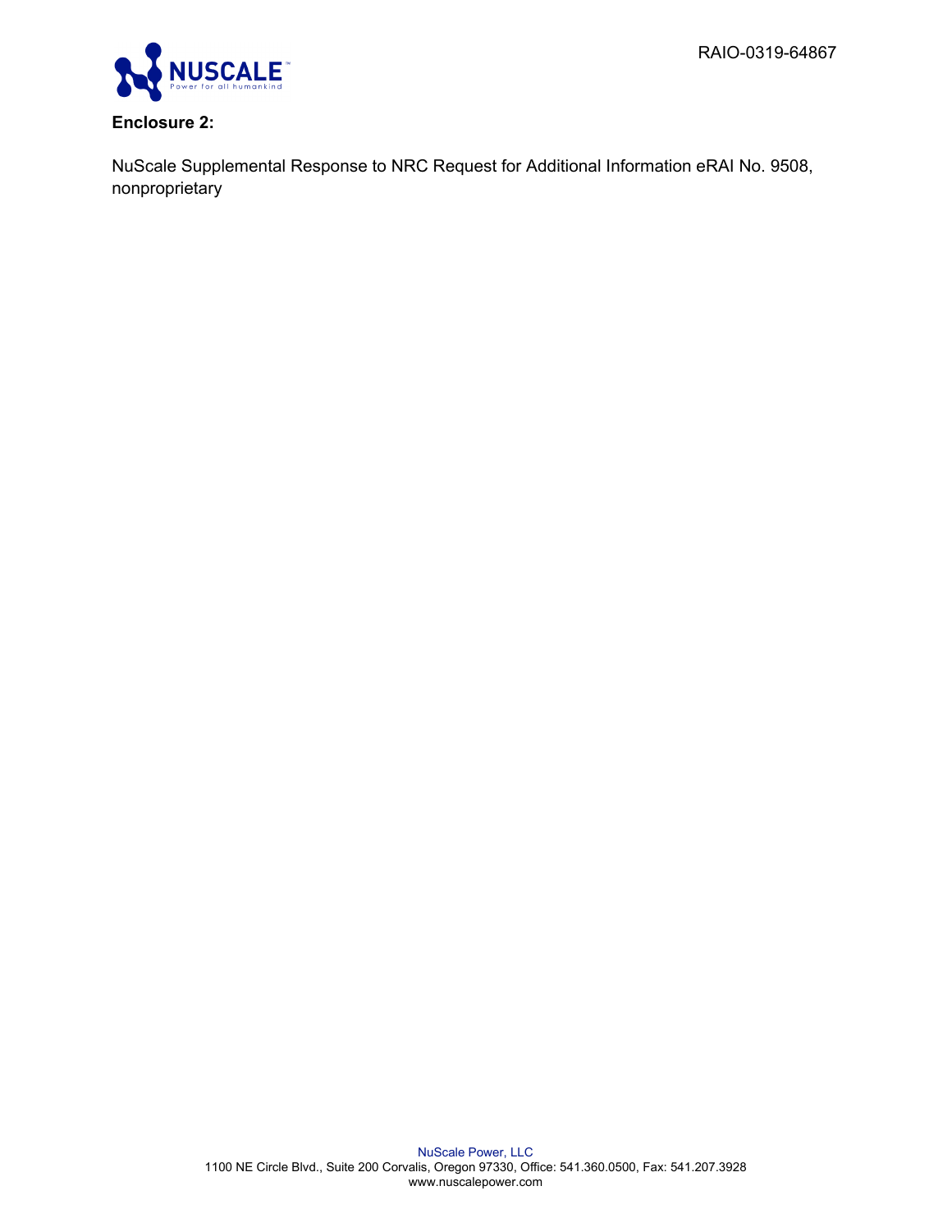RAIO-0319-64867

**Enclosure 2:**

NuScale Supplemental Response to NRC Request for Additional Information eRAI No. 9508, nonproprietary

NuScale Power, LLC
1100 NE Circle Blvd., Suite 200 Corvalis, Oregon 97330, Office: 541.360.0500, Fax: 541.207.3928
www.nuscalepower.com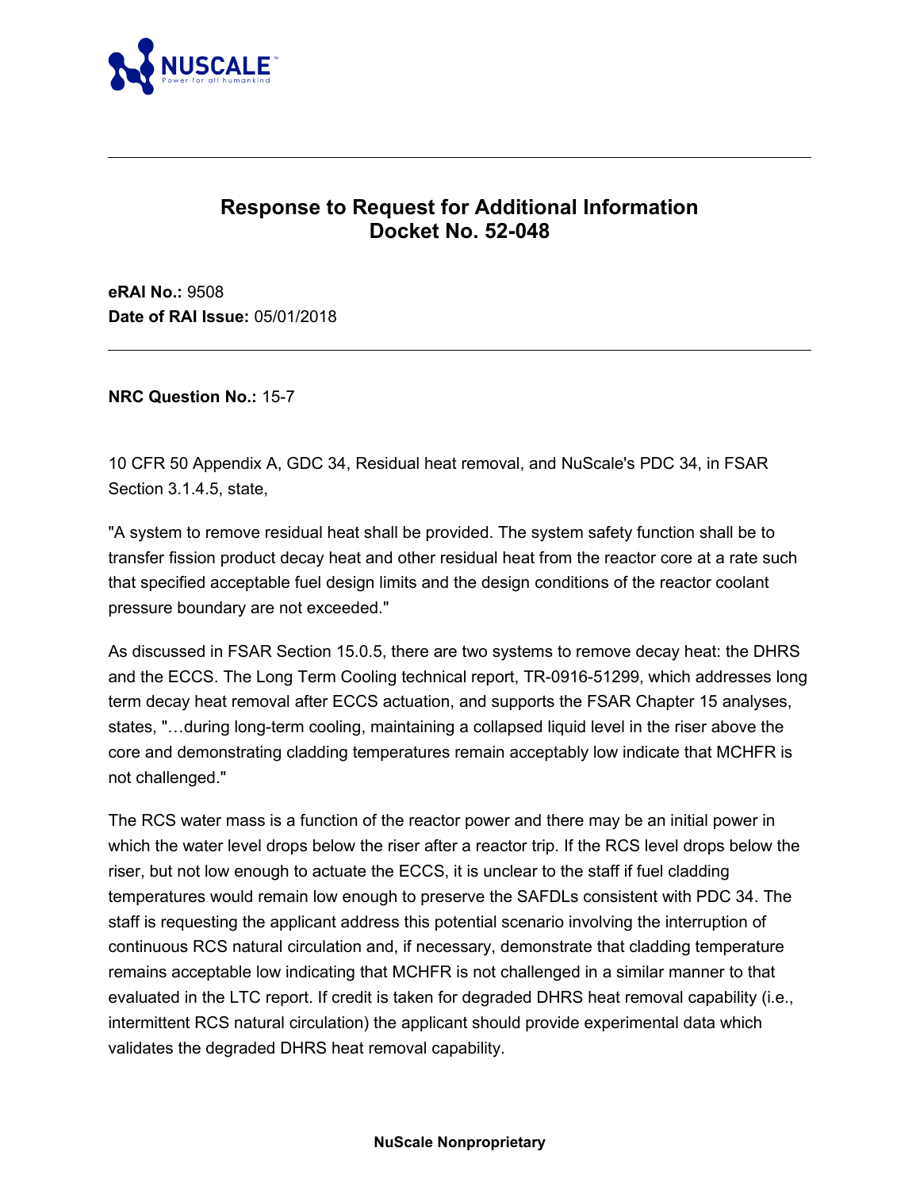# Response to Request for Additional Information
# Docket No. 52-048

**eRAI No.:** 9508
**Date of RAI Issue:** 05/01/2018

---

**NRC Question No.:** 15-7

10 CFR 50 Appendix A, GDC 34, Residual heat removal, and NuScale's PDC 34, in FSAR Section 3.1.4.5, state,

"A system to remove residual heat shall be provided. The system safety function shall be to transfer fission product decay heat and other residual heat from the reactor core at a rate such that specified acceptable fuel design limits and the design conditions of the reactor coolant pressure boundary are not exceeded."

As discussed in FSAR Section 15.0.5, there are two systems to remove decay heat: the DHRS and the ECCS. The Long Term Cooling technical report, TR-0916-51299, which addresses long term decay heat removal after ECCS actuation, and supports the FSAR Chapter 15 analyses, states, "…during long-term cooling, maintaining a collapsed liquid level in the riser above the core and demonstrating cladding temperatures remain acceptably low indicate that MCHFR is not challenged."

The RCS water mass is a function of the reactor power and there may be an initial power in which the water level drops below the riser after a reactor trip. If the RCS level drops below the riser, but not low enough to actuate the ECCS, it is unclear to the staff if fuel cladding temperatures would remain low enough to preserve the SAFDLs consistent with PDC 34. The staff is requesting the applicant address this potential scenario involving the interruption of continuous RCS natural circulation and, if necessary, demonstrate that cladding temperature remains acceptable low indicating that MCHFR is not challenged in a similar manner to that evaluated in the LTC report. If credit is taken for degraded DHRS heat removal capability (i.e., intermittent RCS natural circulation) the applicant should provide experimental data which validates the degraded DHRS heat removal capability.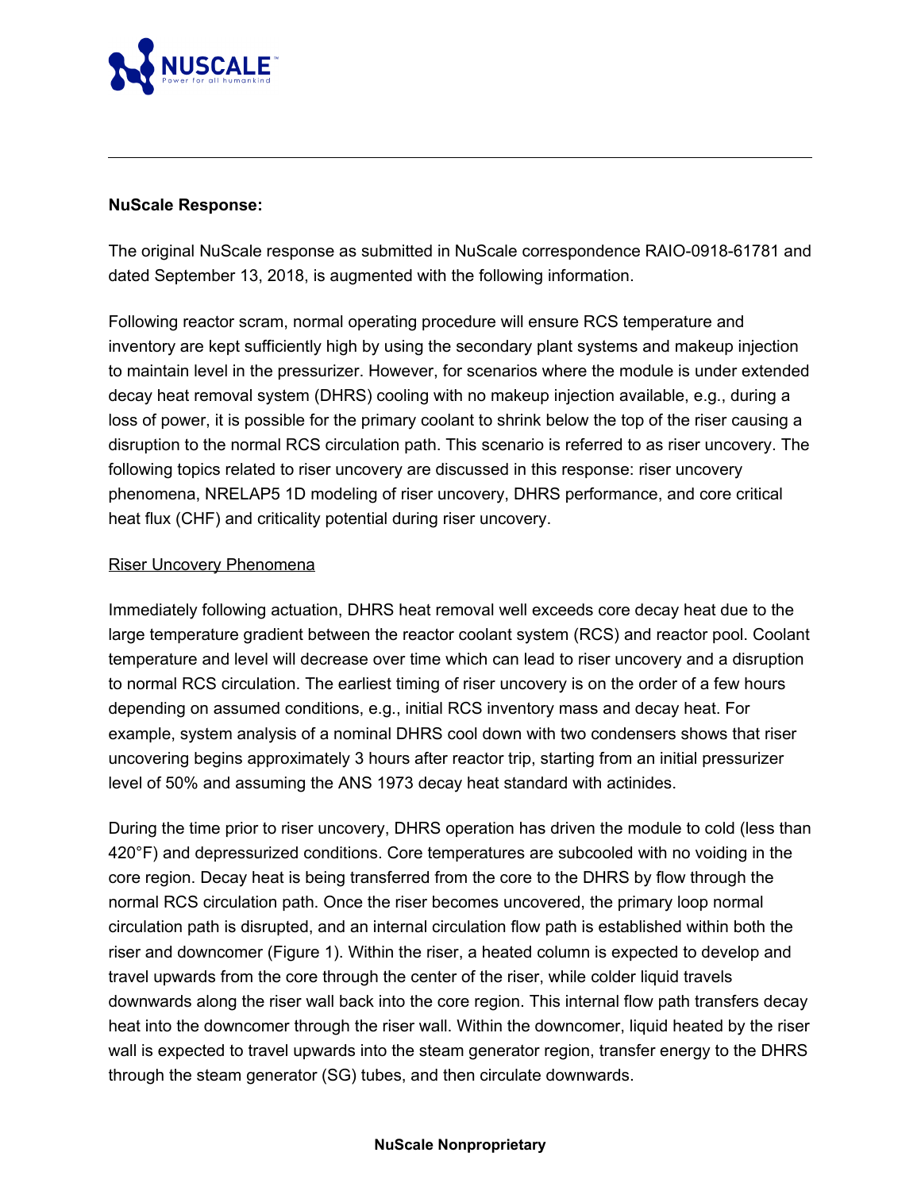**NuScale Response:**

The original NuScale response as submitted in NuScale correspondence RAIO-0918-61781 and dated September 13, 2018, is augmented with the following information.

Following reactor scram, normal operating procedure will ensure RCS temperature and inventory are kept sufficiently high by using the secondary plant systems and makeup injection to maintain level in the pressurizer. However, for scenarios where the module is under extended decay heat removal system (DHRS) cooling with no makeup injection available, e.g., during a loss of power, it is possible for the primary coolant to shrink below the top of the riser causing a disruption to the normal RCS circulation path. This scenario is referred to as riser uncovery. The following topics related to riser uncovery are discussed in this response: riser uncovery phenomena, NRELAP5 1D modeling of riser uncovery, DHRS performance, and core critical heat flux (CHF) and criticality potential during riser uncovery.

<u>Riser Uncovery Phenomena</u>

Immediately following actuation, DHRS heat removal well exceeds core decay heat due to the large temperature gradient between the reactor coolant system (RCS) and reactor pool. Coolant temperature and level will decrease over time which can lead to riser uncovery and a disruption to normal RCS circulation. The earliest timing of riser uncovery is on the order of a few hours depending on assumed conditions, e.g., initial RCS inventory mass and decay heat. For example, system analysis of a nominal DHRS cool down with two condensers shows that riser uncovering begins approximately 3 hours after reactor trip, starting from an initial pressurizer level of 50% and assuming the ANS 1973 decay heat standard with actinides.

During the time prior to riser uncovery, DHRS operation has driven the module to cold (less than 420°F) and depressurized conditions. Core temperatures are subcooled with no voiding in the core region. Decay heat is being transferred from the core to the DHRS by flow through the normal RCS circulation path. Once the riser becomes uncovered, the primary loop normal circulation path is disrupted, and an internal circulation flow path is established within both the riser and downcomer (Figure 1). Within the riser, a heated column is expected to develop and travel upwards from the core through the center of the riser, while colder liquid travels downwards along the riser wall back into the core region. This internal flow path transfers decay heat into the downcomer through the riser wall. Within the downcomer, liquid heated by the riser wall is expected to travel upwards into the steam generator region, transfer energy to the DHRS through the steam generator (SG) tubes, and then circulate downwards.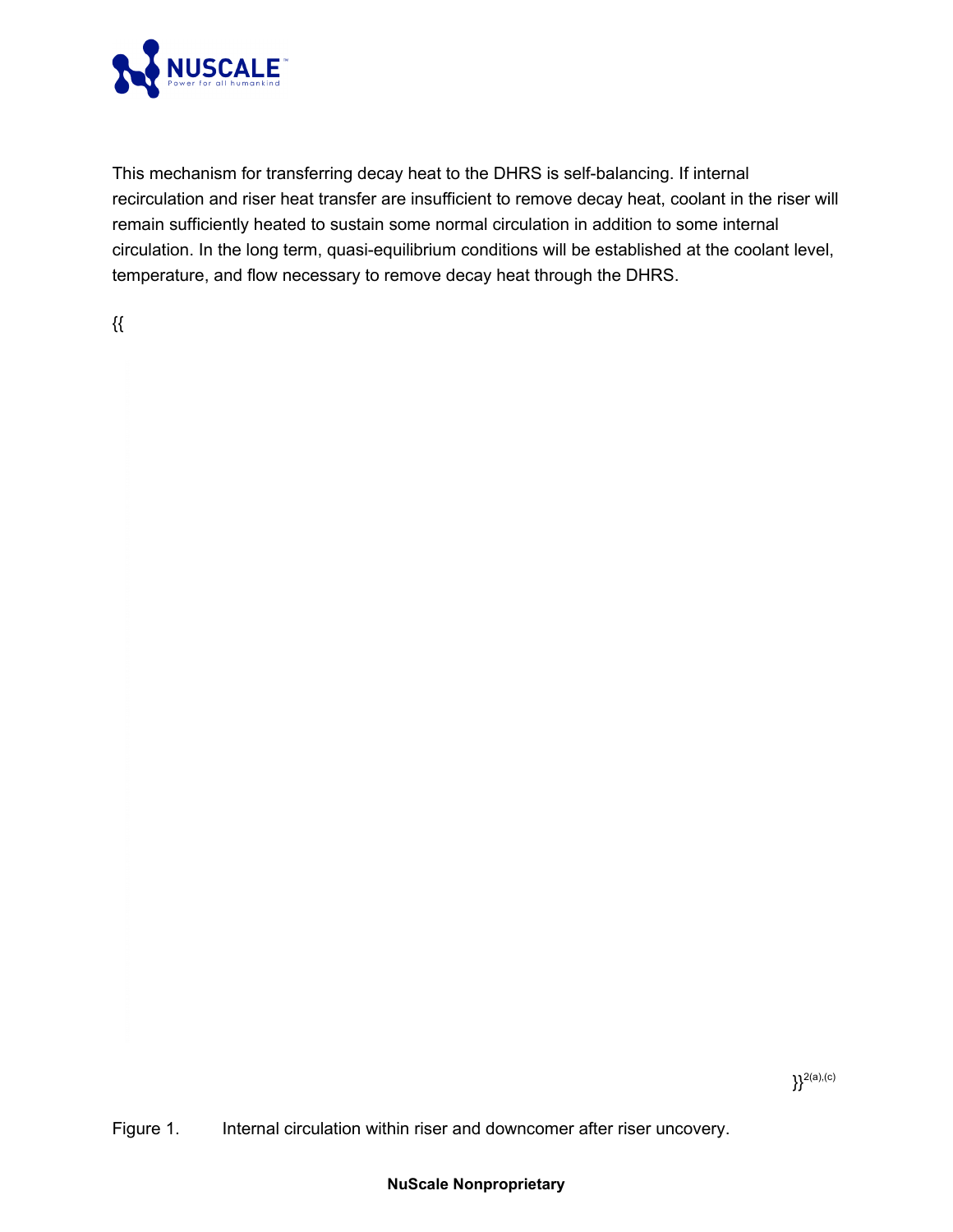This mechanism for transferring decay heat to the DHRS is self-balancing. If internal recirculation and riser heat transfer are insufficient to remove decay heat, coolant in the riser will remain sufficiently heated to sustain some normal circulation in addition to some internal circulation. In the long term, quasi-equilibrium conditions will be established at the coolant level, temperature, and flow necessary to remove decay heat through the DHRS.

{{

}}2(a),(c)

Figure 1. Internal circulation within riser and downcomer after riser uncovery.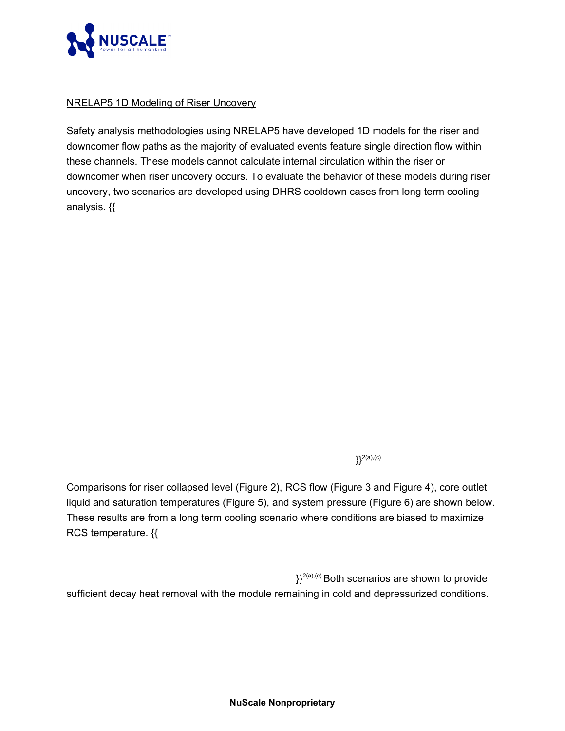NRELAP5 1D Modeling of Riser Uncovery

Safety analysis methodologies using NRELAP5 have developed 1D models for the riser and downcomer flow paths as the majority of evaluated events feature single direction flow within these channels. These models cannot calculate internal circulation within the riser or downcomer when riser uncovery occurs. To evaluate the behavior of these models during riser uncovery, two scenarios are developed using DHRS cooldown cases from long term cooling analysis. {{

}}2(a),(c)

Comparisons for riser collapsed level (Figure 2), RCS flow (Figure 3 and Figure 4), core outlet liquid and saturation temperatures (Figure 5), and system pressure (Figure 6) are shown below. These results are from a long term cooling scenario where conditions are biased to maximize RCS temperature. {{

}}2(a),(c) Both scenarios are shown to provide sufficient decay heat removal with the module remaining in cold and depressurized conditions.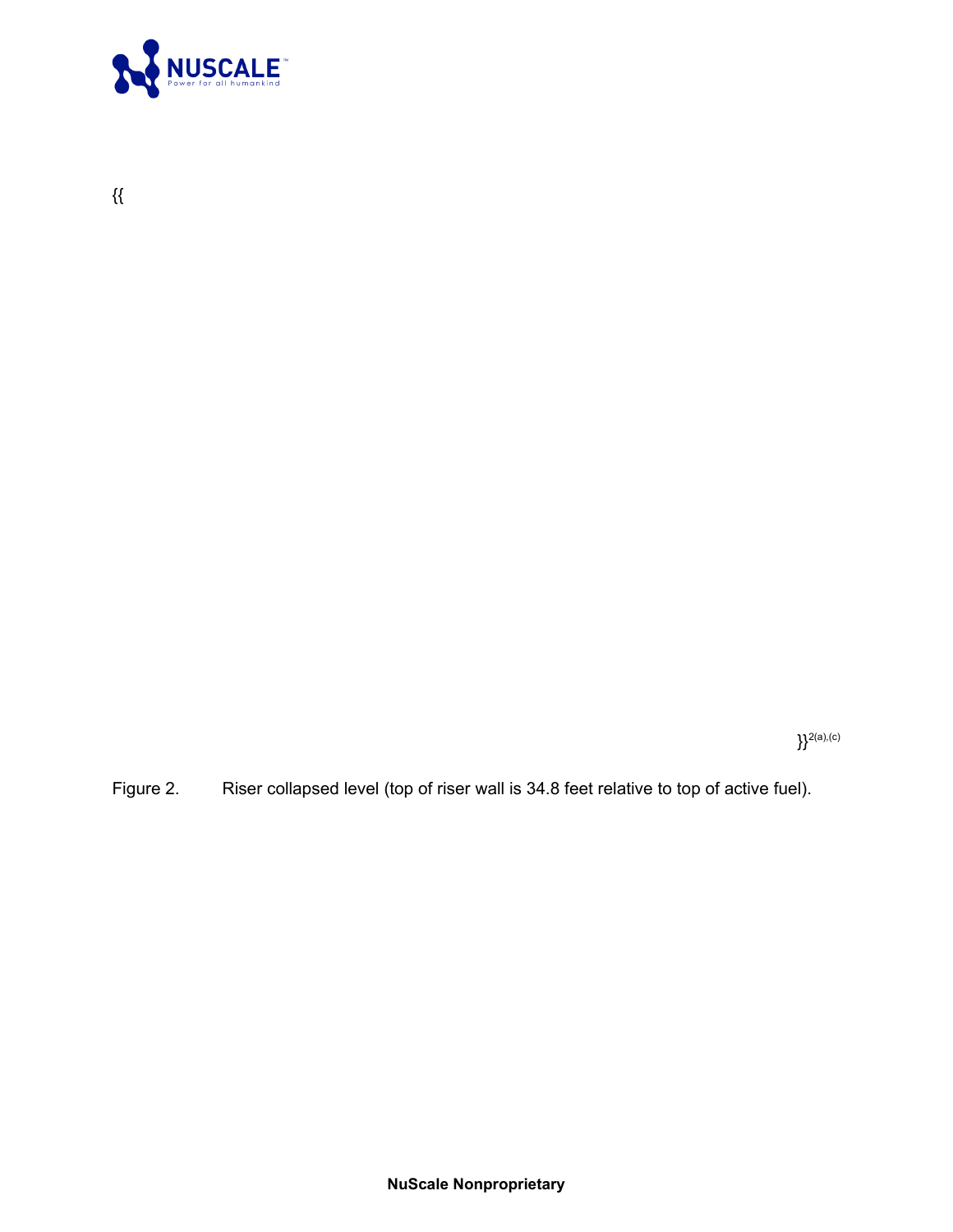{{

}}2(a),(c)

Figure 2. Riser collapsed level (top of riser wall is 34.8 feet relative to top of active fuel).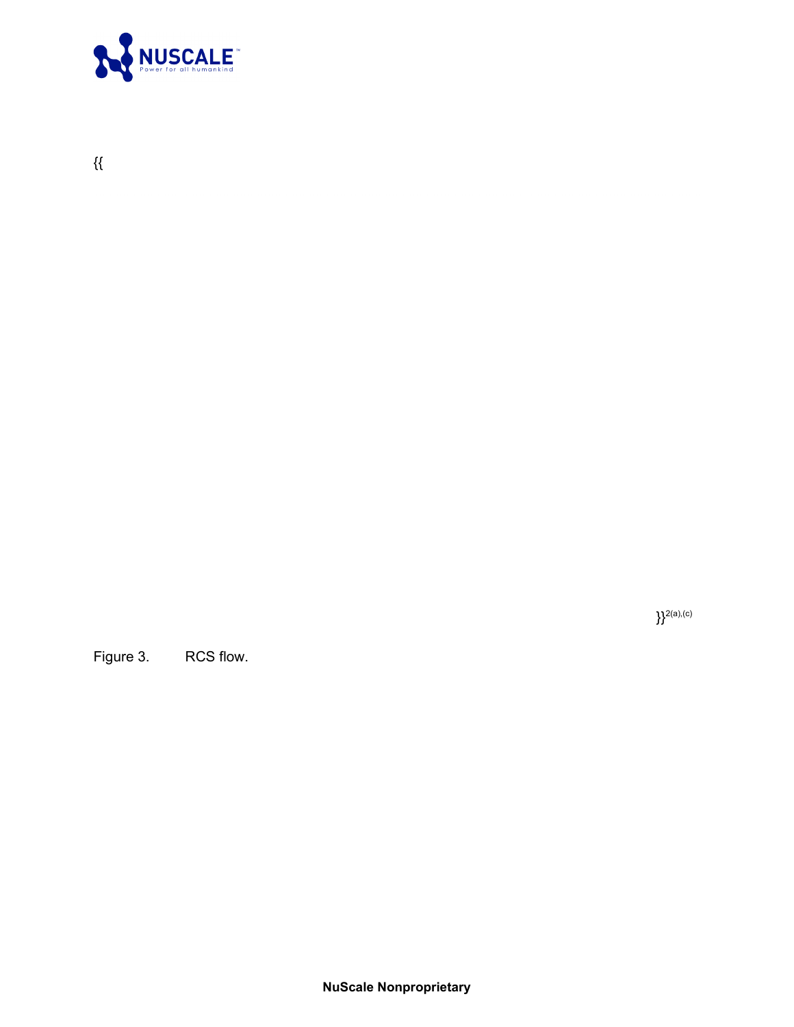{{

}}2(a),(c)

Figure 3. RCS flow.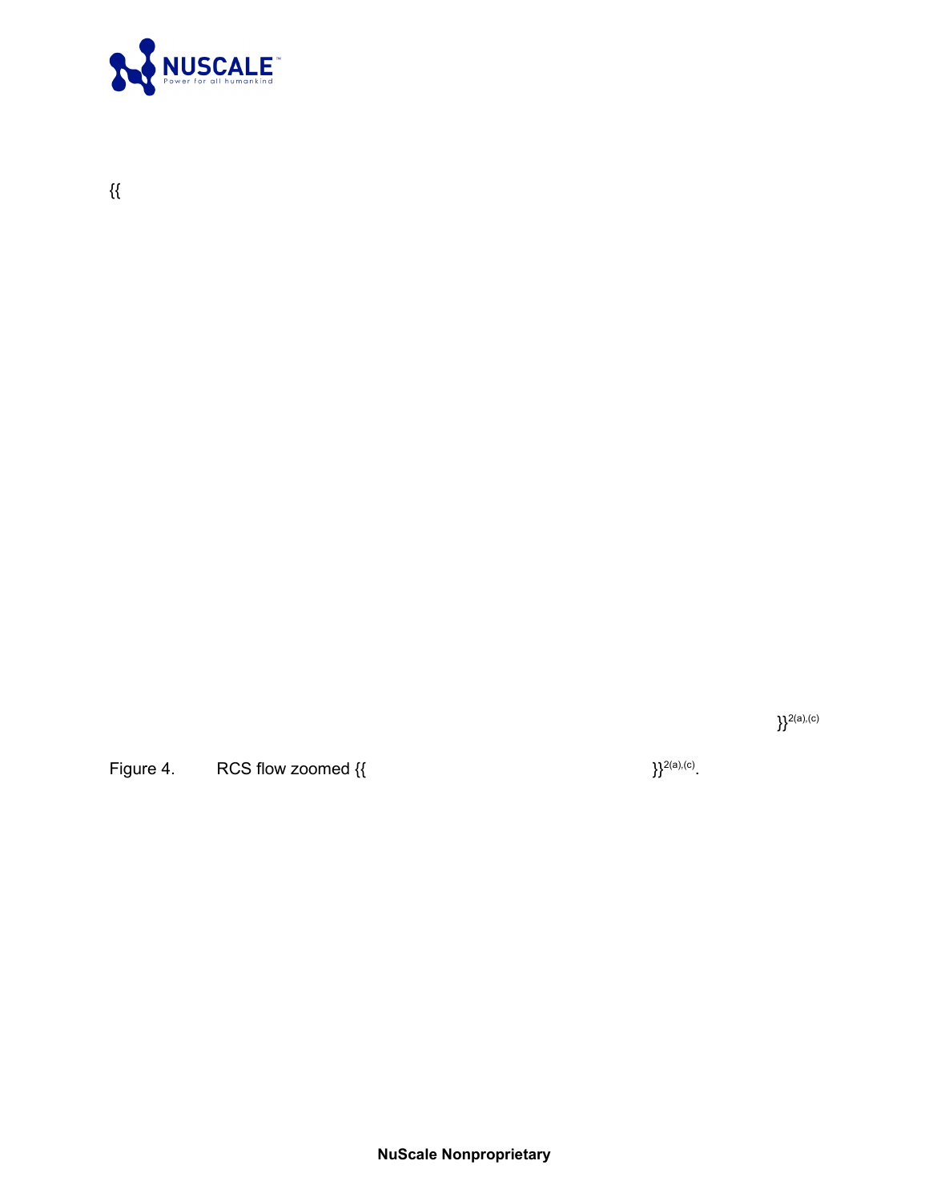{{

}}2(a),(c)

Figure 4. RCS flow zoomed {{ }}2(a),(c).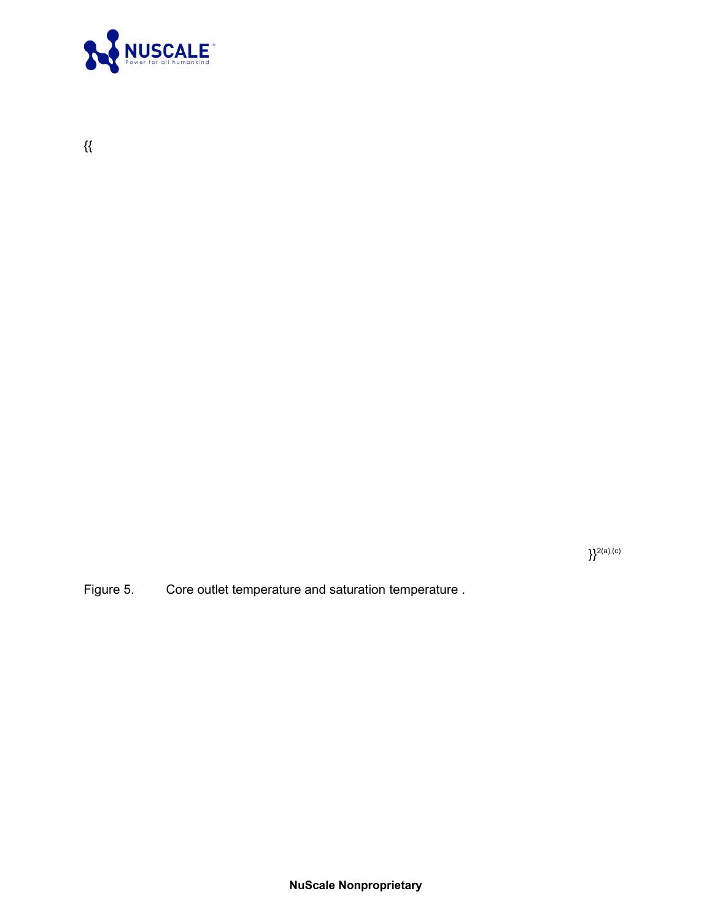{{

}}2(a),(c)

Figure 5. Core outlet temperature and saturation temperature .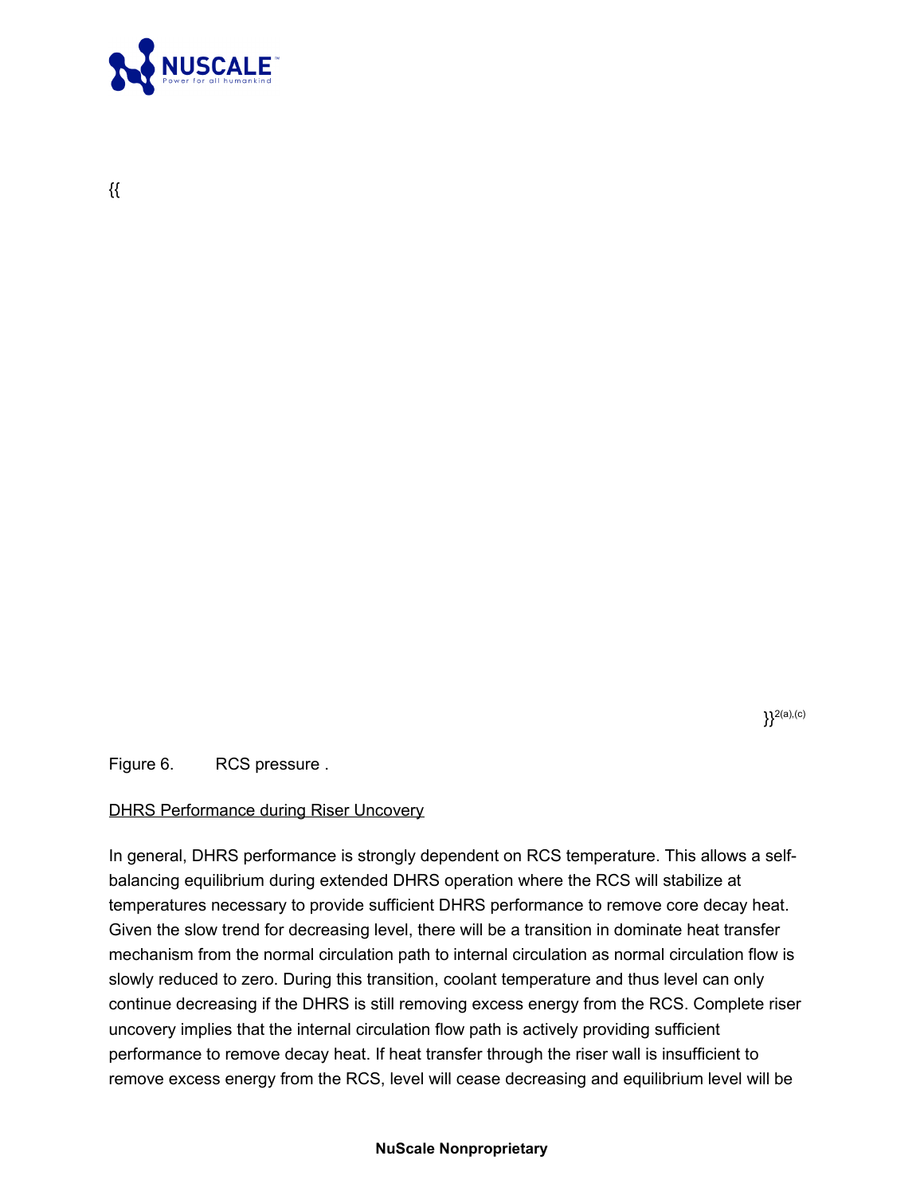{{

}}2(a),(c)

Figure 6. RCS pressure .

<u>DHRS Performance during Riser Uncovery</u>

In general, DHRS performance is strongly dependent on RCS temperature. This allows a self-balancing equilibrium during extended DHRS operation where the RCS will stabilize at temperatures necessary to provide sufficient DHRS performance to remove core decay heat. Given the slow trend for decreasing level, there will be a transition in dominate heat transfer mechanism from the normal circulation path to internal circulation as normal circulation flow is slowly reduced to zero. During this transition, coolant temperature and thus level can only continue decreasing if the DHRS is still removing excess energy from the RCS. Complete riser uncovery implies that the internal circulation flow path is actively providing sufficient performance to remove decay heat. If heat transfer through the riser wall is insufficient to remove excess energy from the RCS, level will cease decreasing and equilibrium level will be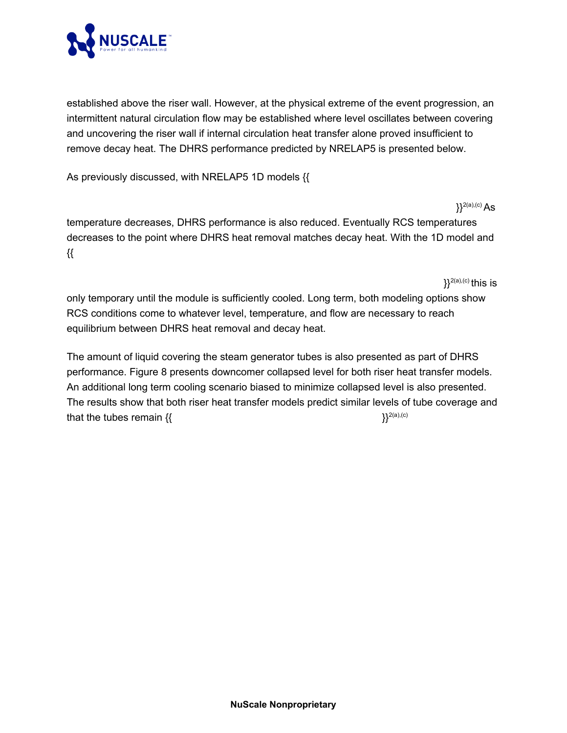established above the riser wall. However, at the physical extreme of the event progression, an intermittent natural circulation flow may be established where level oscillates between covering and uncovering the riser wall if internal circulation heat transfer alone proved insufficient to remove decay heat. The DHRS performance predicted by NRELAP5 is presented below.

As previously discussed, with NRELAP5 1D models {{

}}[2(a),(c)] As temperature decreases, DHRS performance is also reduced. Eventually RCS temperatures decreases to the point where DHRS heat removal matches decay heat. With the 1D model and {{

}}[2(a),(c)] this is only temporary until the module is sufficiently cooled. Long term, both modeling options show RCS conditions come to whatever level, temperature, and flow are necessary to reach equilibrium between DHRS heat removal and decay heat.

The amount of liquid covering the steam generator tubes is also presented as part of DHRS performance. Figure 8 presents downcomer collapsed level for both riser heat transfer models. An additional long term cooling scenario biased to minimize collapsed level is also presented. The results show that both riser heat transfer models predict similar levels of tube coverage and that the tubes remain {{ }}[2(a),(c)]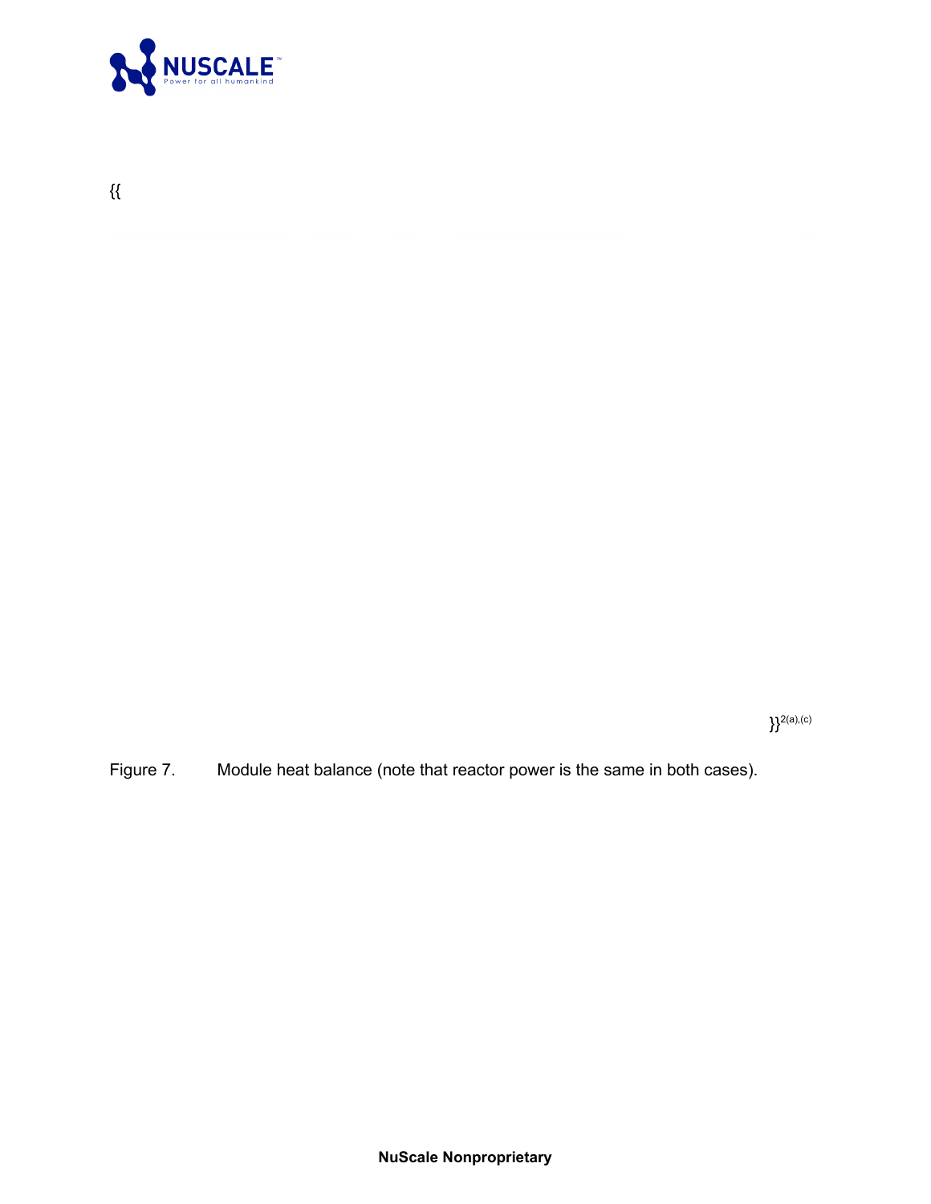{{

}}2(a),(c)

Figure 7. Module heat balance (note that reactor power is the same in both cases).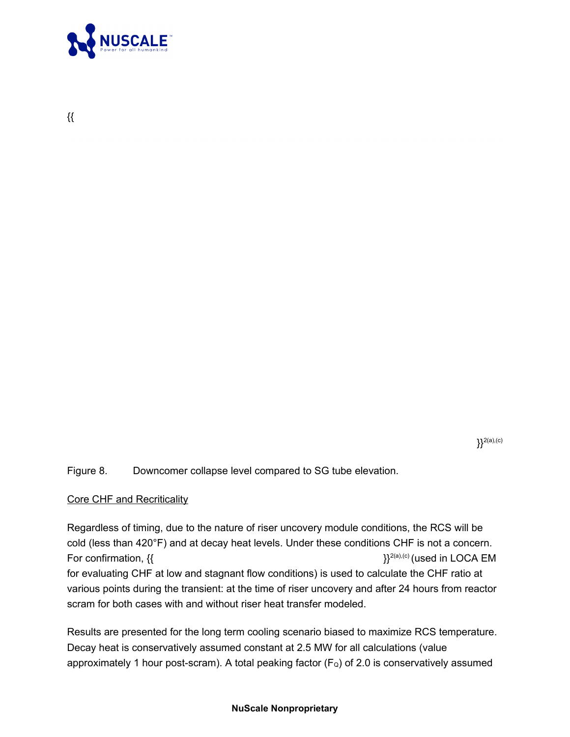{{

}}2(a),(c)

Figure 8. Downcomer collapse level compared to SG tube elevation.

Core CHF and Recriticality

Regardless of timing, due to the nature of riser uncovery module conditions, the RCS will be cold (less than 420°F) and at decay heat levels. Under these conditions CHF is not a concern. For confirmation, {{ }}2(a),(c) (used in LOCA EM for evaluating CHF at low and stagnant flow conditions) is used to calculate the CHF ratio at various points during the transient: at the time of riser uncovery and after 24 hours from reactor scram for both cases with and without riser heat transfer modeled.

Results are presented for the long term cooling scenario biased to maximize RCS temperature. Decay heat is conservatively assumed constant at 2.5 MW for all calculations (value approximately 1 hour post-scram). A total peaking factor ($F_Q$) of 2.0 is conservatively assumed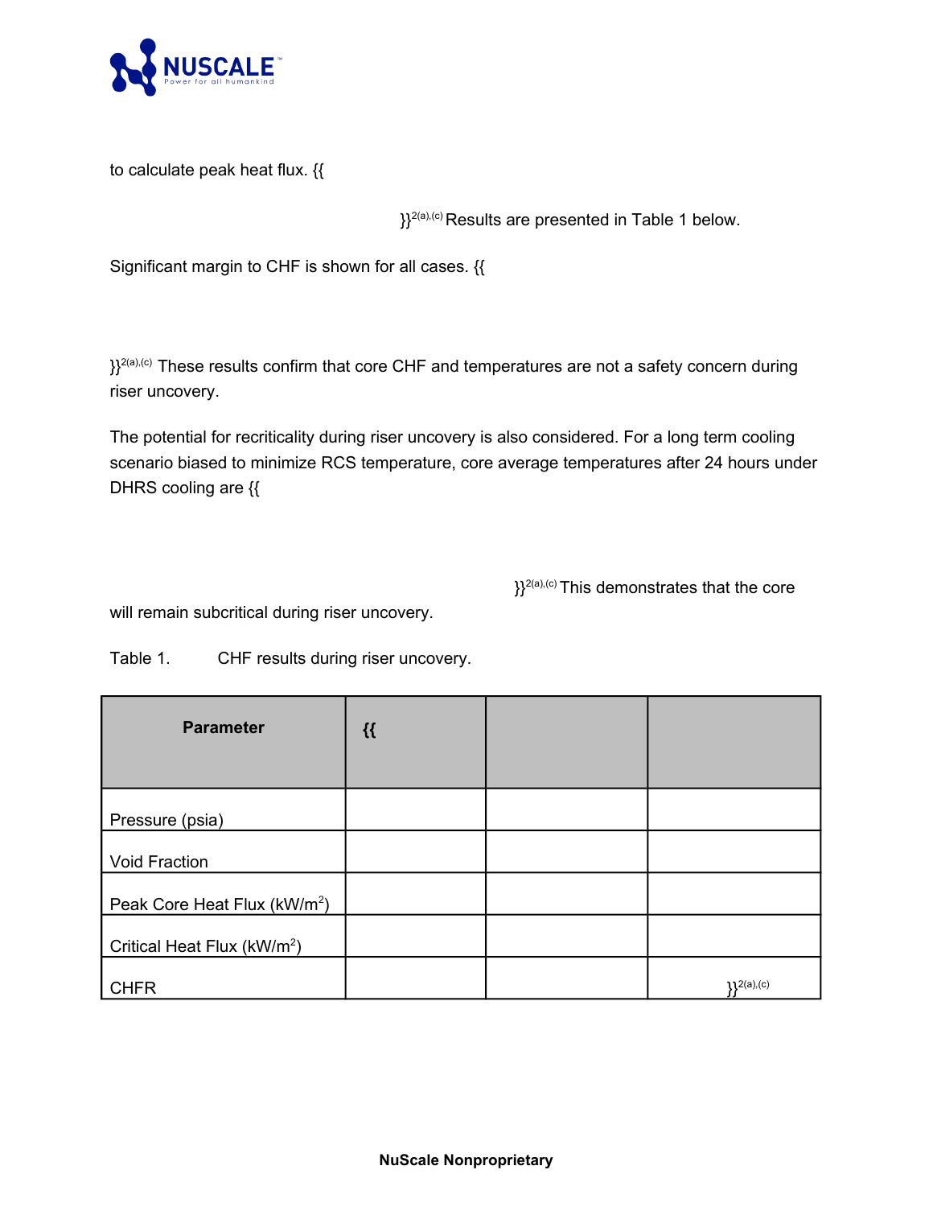to calculate peak heat flux. {{

}}2(a),(c) Results are presented in Table 1 below.

Significant margin to CHF is shown for all cases. {{

}}2(a),(c) These results confirm that core CHF and temperatures are not a safety concern during riser uncovery.

The potential for recriticality during riser uncovery is also considered. For a long term cooling scenario biased to minimize RCS temperature, core average temperatures after 24 hours under DHRS cooling are {{

}}2(a),(c) This demonstrates that the core will remain subcritical during riser uncovery.

Table 1. CHF results during riser uncovery.

| Parameter | {{ | | |
|---|---|---|---|
| Pressure (psia) | | | |
| Void Fraction | | | |
| Peak Core Heat Flux (kW/m²) | | | |
| Critical Heat Flux (kW/m²) | | | |
| CHFR | | | }}2(a),(c) |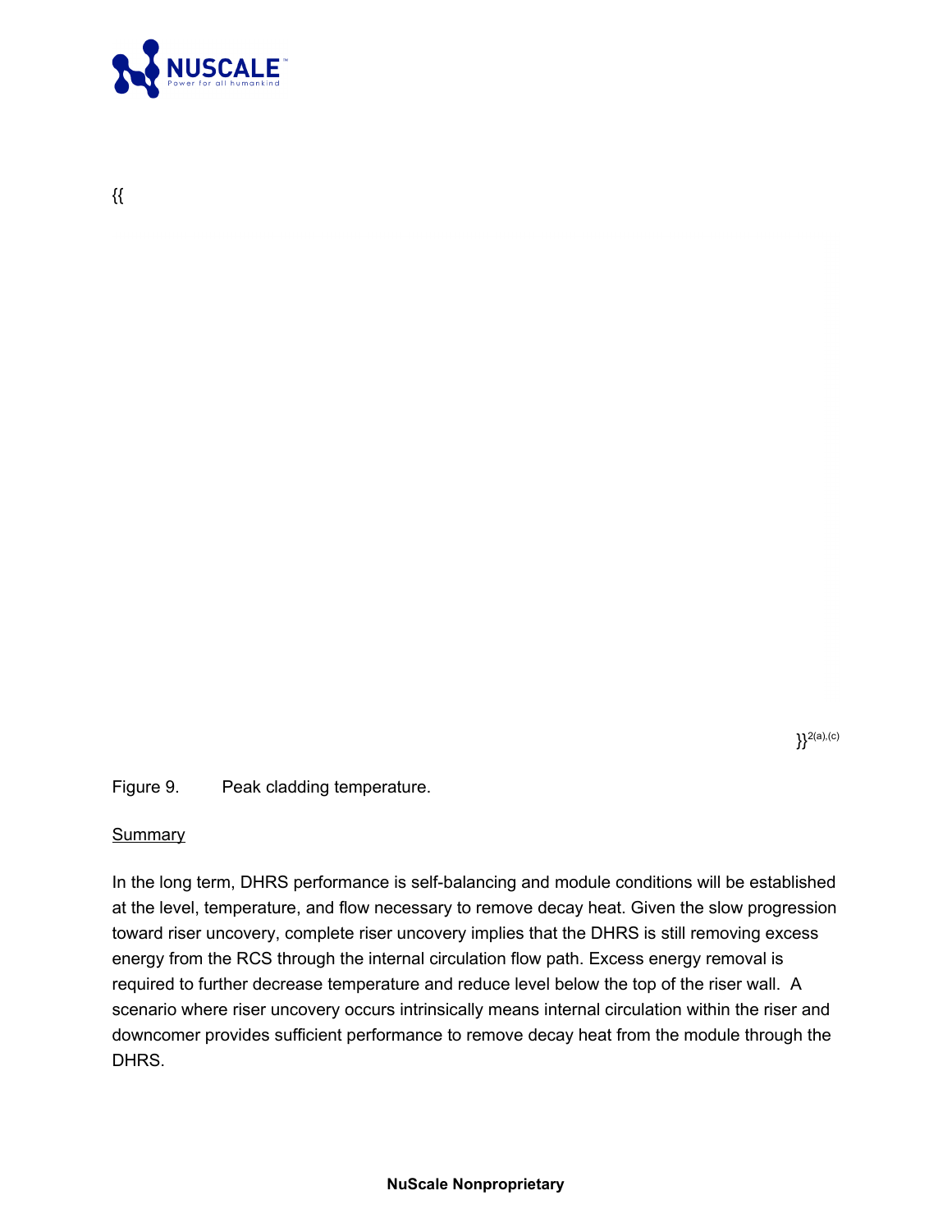{{

}}2(a),(c)

Figure 9. Peak cladding temperature.

<u>Summary</u>

In the long term, DHRS performance is self-balancing and module conditions will be established at the level, temperature, and flow necessary to remove decay heat. Given the slow progression toward riser uncovery, complete riser uncovery implies that the DHRS is still removing excess energy from the RCS through the internal circulation flow path. Excess energy removal is required to further decrease temperature and reduce level below the top of the riser wall. A scenario where riser uncovery occurs intrinsically means internal circulation within the riser and downcomer provides sufficient performance to remove decay heat from the module through the DHRS.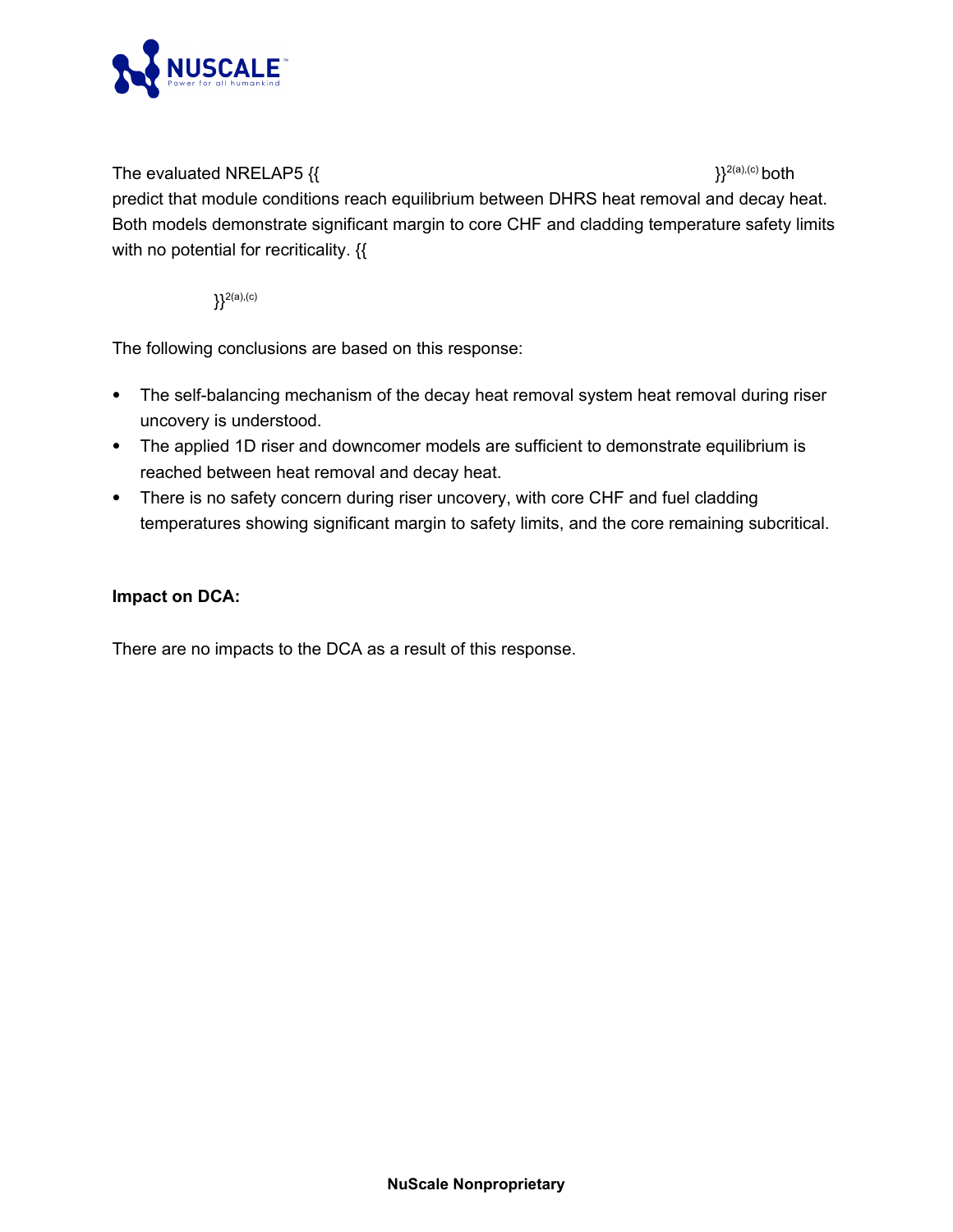The evaluated NRELAP5 {{ }}2(a),(c) both predict that module conditions reach equilibrium between DHRS heat removal and decay heat. Both models demonstrate significant margin to core CHF and cladding temperature safety limits with no potential for recriticality. {{

}}2(a),(c)

The following conclusions are based on this response:

- The self-balancing mechanism of the decay heat removal system heat removal during riser uncovery is understood.
- The applied 1D riser and downcomer models are sufficient to demonstrate equilibrium is reached between heat removal and decay heat.
- There is no safety concern during riser uncovery, with core CHF and fuel cladding temperatures showing significant margin to safety limits, and the core remaining subcritical.

**Impact on DCA:**

There are no impacts to the DCA as a result of this response.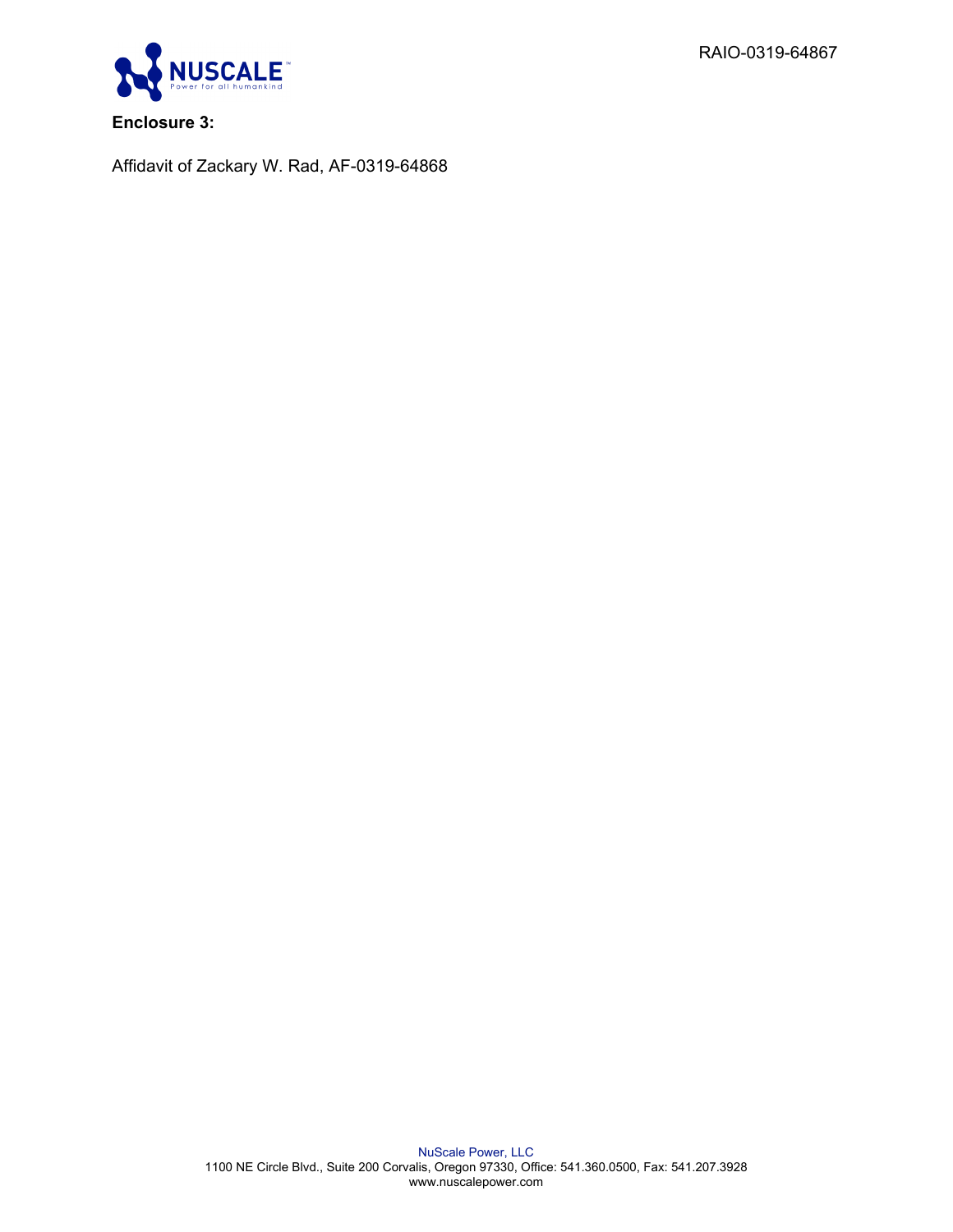RAIO-0319-64867

**Enclosure 3:**

Affidavit of Zackary W. Rad, AF-0319-64868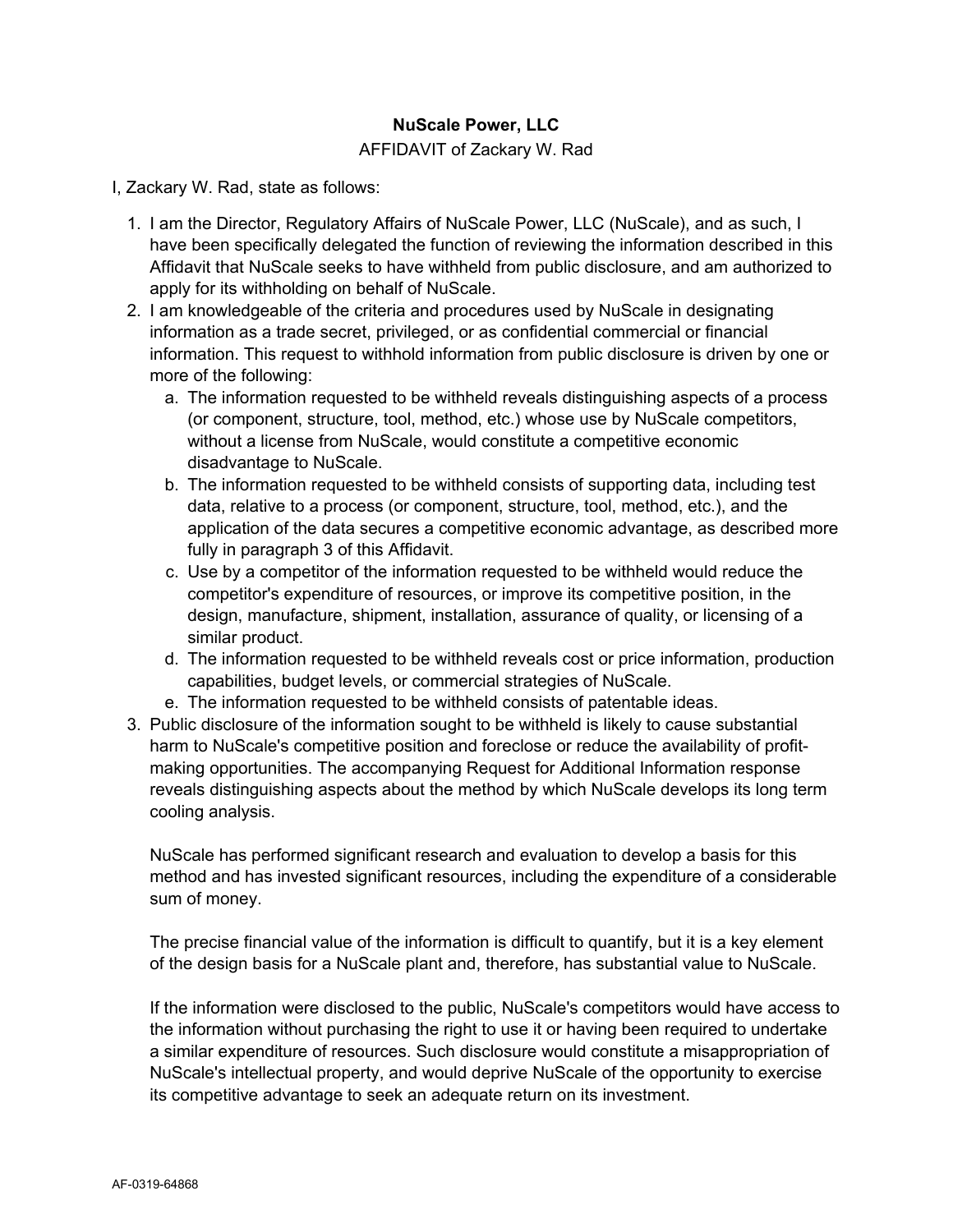**NuScale Power, LLC**

AFFIDAVIT of Zackary W. Rad

I, Zackary W. Rad, state as follows:

1. I am the Director, Regulatory Affairs of NuScale Power, LLC (NuScale), and as such, I have been specifically delegated the function of reviewing the information described in this Affidavit that NuScale seeks to have withheld from public disclosure, and am authorized to apply for its withholding on behalf of NuScale.
2. I am knowledgeable of the criteria and procedures used by NuScale in designating information as a trade secret, privileged, or as confidential commercial or financial information. This request to withhold information from public disclosure is driven by one or more of the following:
   a. The information requested to be withheld reveals distinguishing aspects of a process (or component, structure, tool, method, etc.) whose use by NuScale competitors, without a license from NuScale, would constitute a competitive economic disadvantage to NuScale.
   b. The information requested to be withheld consists of supporting data, including test data, relative to a process (or component, structure, tool, method, etc.), and the application of the data secures a competitive economic advantage, as described more fully in paragraph 3 of this Affidavit.
   c. Use by a competitor of the information requested to be withheld would reduce the competitor's expenditure of resources, or improve its competitive position, in the design, manufacture, shipment, installation, assurance of quality, or licensing of a similar product.
   d. The information requested to be withheld reveals cost or price information, production capabilities, budget levels, or commercial strategies of NuScale.
   e. The information requested to be withheld consists of patentable ideas.
3. Public disclosure of the information sought to be withheld is likely to cause substantial harm to NuScale's competitive position and foreclose or reduce the availability of profit-making opportunities. The accompanying Request for Additional Information response reveals distinguishing aspects about the method by which NuScale develops its long term cooling analysis.

   NuScale has performed significant research and evaluation to develop a basis for this method and has invested significant resources, including the expenditure of a considerable sum of money.

   The precise financial value of the information is difficult to quantify, but it is a key element of the design basis for a NuScale plant and, therefore, has substantial value to NuScale.

   If the information were disclosed to the public, NuScale's competitors would have access to the information without purchasing the right to use it or having been required to undertake a similar expenditure of resources. Such disclosure would constitute a misappropriation of NuScale's intellectual property, and would deprive NuScale of the opportunity to exercise its competitive advantage to seek an adequate return on its investment.

AF-0319-64868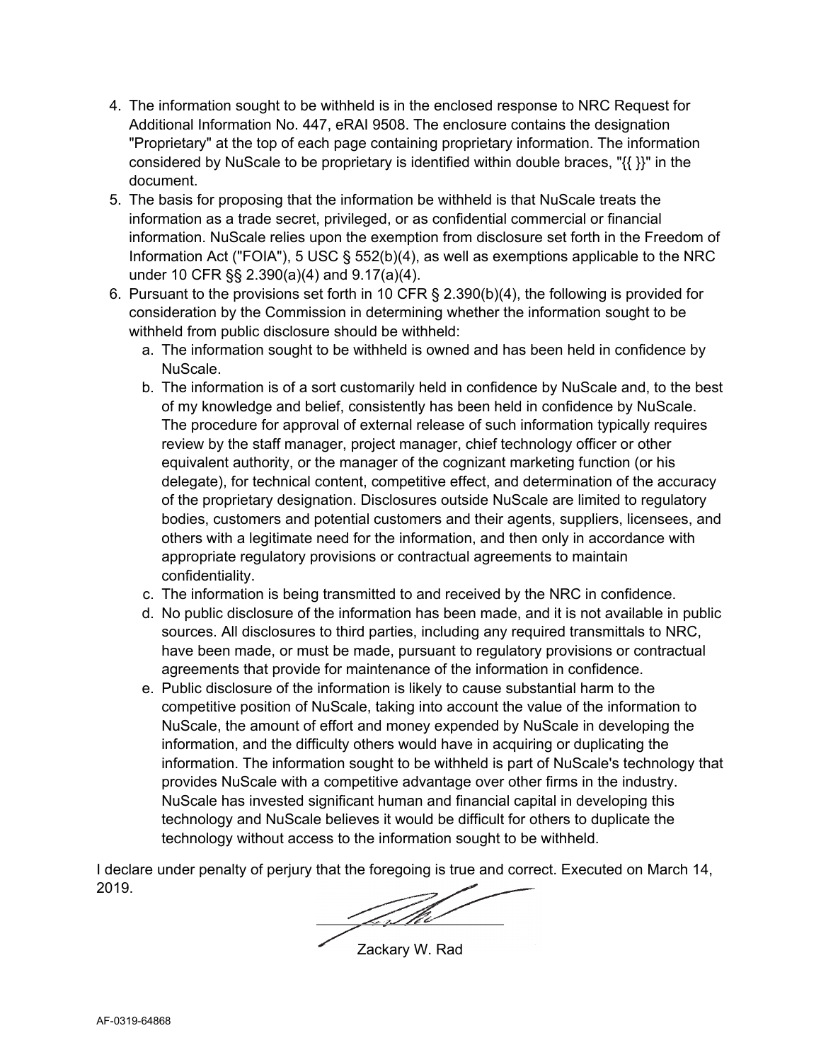4. The information sought to be withheld is in the enclosed response to NRC Request for Additional Information No. 447, eRAI 9508. The enclosure contains the designation "Proprietary" at the top of each page containing proprietary information. The information considered by NuScale to be proprietary is identified within double braces, "{{ }}" in the document.
5. The basis for proposing that the information be withheld is that NuScale treats the information as a trade secret, privileged, or as confidential commercial or financial information. NuScale relies upon the exemption from disclosure set forth in the Freedom of Information Act ("FOIA"), 5 USC § 552(b)(4), as well as exemptions applicable to the NRC under 10 CFR §§ 2.390(a)(4) and 9.17(a)(4).
6. Pursuant to the provisions set forth in 10 CFR § 2.390(b)(4), the following is provided for consideration by the Commission in determining whether the information sought to be withheld from public disclosure should be withheld:
   a. The information sought to be withheld is owned and has been held in confidence by NuScale.
   b. The information is of a sort customarily held in confidence by NuScale and, to the best of my knowledge and belief, consistently has been held in confidence by NuScale. The procedure for approval of external release of such information typically requires review by the staff manager, project manager, chief technology officer or other equivalent authority, or the manager of the cognizant marketing function (or his delegate), for technical content, competitive effect, and determination of the accuracy of the proprietary designation. Disclosures outside NuScale are limited to regulatory bodies, customers and potential customers and their agents, suppliers, licensees, and others with a legitimate need for the information, and then only in accordance with appropriate regulatory provisions or contractual agreements to maintain confidentiality.
   c. The information is being transmitted to and received by the NRC in confidence.
   d. No public disclosure of the information has been made, and it is not available in public sources. All disclosures to third parties, including any required transmittals to NRC, have been made, or must be made, pursuant to regulatory provisions or contractual agreements that provide for maintenance of the information in confidence.
   e. Public disclosure of the information is likely to cause substantial harm to the competitive position of NuScale, taking into account the value of the information to NuScale, the amount of effort and money expended by NuScale in developing the information, and the difficulty others would have in acquiring or duplicating the information. The information sought to be withheld is part of NuScale's technology that provides NuScale with a competitive advantage over other firms in the industry. NuScale has invested significant human and financial capital in developing this technology and NuScale believes it would be difficult for others to duplicate the technology without access to the information sought to be withheld.

I declare under penalty of perjury that the foregoing is true and correct. Executed on March 14, 2019.

Zackary W. Rad

AF-0319-64868